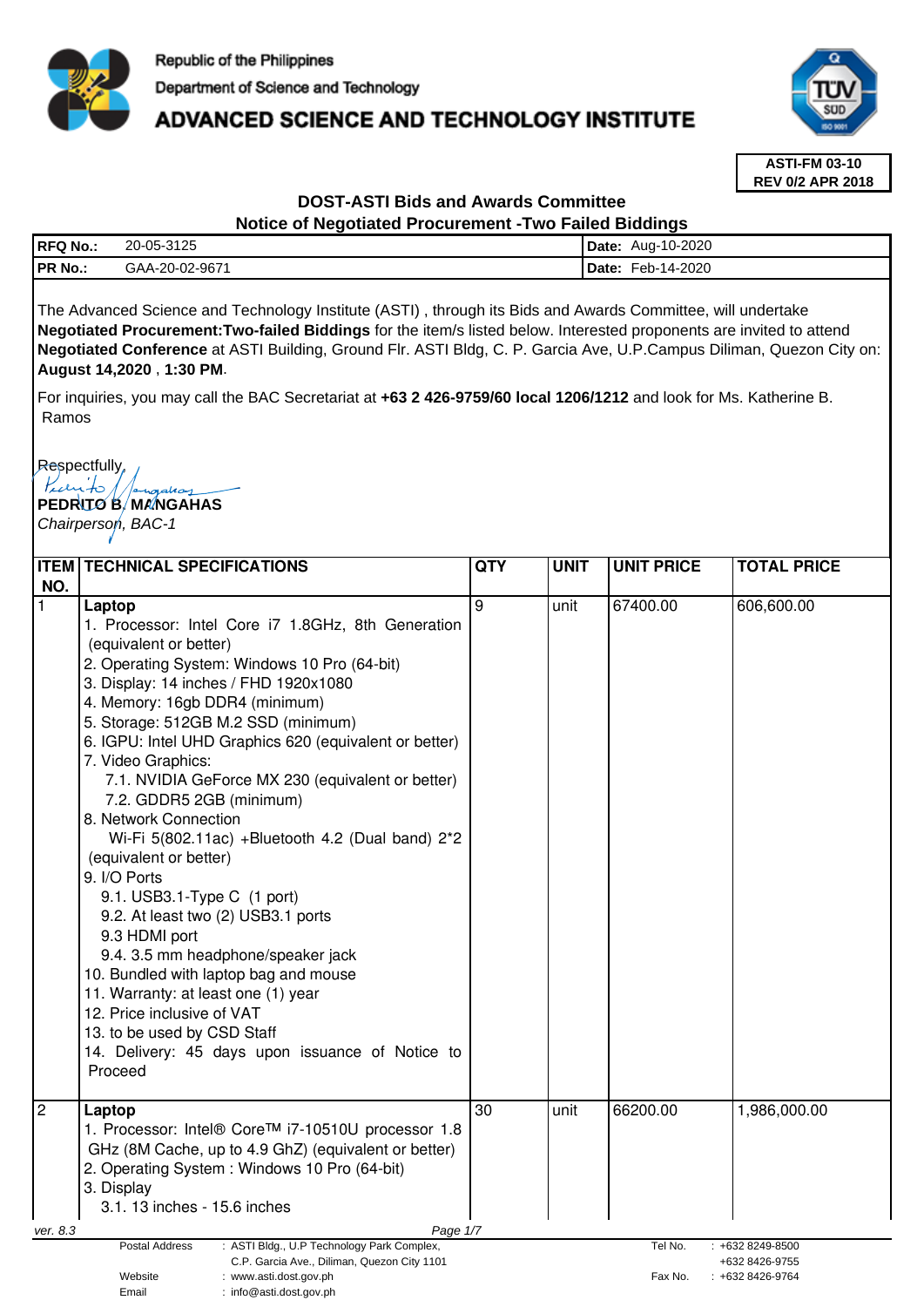Republic of the Philippines

Department of Science and Technology

# ADVANCED SCIENCE AND TECHNOLOGY INSTITUTE

**ASTI-FM 03-10**
**REV 0/2 APR 2018**

## DOST-ASTI Bids and Awards Committee
## Notice of Negotiated Procurement -Two Failed Biddings

| **RFQ No.:** 20-05-3125 | **Date:** Aug-10-2020 |
|---|---|
| **PR No.:** GAA-20-02-9671 | **Date:** Feb-14-2020 |

The Advanced Science and Technology Institute (ASTI) , through its Bids and Awards Committee, will undertake **Negotiated Procurement:Two-failed Biddings** for the item/s listed below. Interested proponents are invited to attend **Negotiated Conference** at ASTI Building, Ground Flr. ASTI Bldg, C. P. Garcia Ave, U.P.Campus Diliman, Quezon City on: **August 14,2020** , **1:30 PM**.

For inquiries, you may call the BAC Secretariat at **+63 2 426-9759/60 local 1206/1212** and look for Ms. Katherine B. Ramos

Respectfully,

**PEDRITO B. MANGAHAS**
*Chairperson, BAC-1*

| ITEM NO. | TECHNICAL SPECIFICATIONS | QTY | UNIT | UNIT PRICE | TOTAL PRICE |
|---|---|---|---|---|---|
| 1 | **Laptop**<br>1. Processor: Intel Core i7 1.8GHz, 8th Generation (equivalent or better)<br>2. Operating System: Windows 10 Pro (64-bit)<br>3. Display: 14 inches / FHD 1920x1080<br>4. Memory: 16gb DDR4 (minimum)<br>5. Storage: 512GB M.2 SSD (minimum)<br>6. IGPU: Intel UHD Graphics 620 (equivalent or better)<br>7. Video Graphics:<br>7.1. NVIDIA GeForce MX 230 (equivalent or better)<br>7.2. GDDR5 2GB (minimum)<br>8. Network Connection<br>Wi-Fi 5(802.11ac) +Bluetooth 4.2 (Dual band) 2*2 (equivalent or better)<br>9. I/O Ports<br>9.1. USB3.1-Type C (1 port)<br>9.2. At least two (2) USB3.1 ports<br>9.3 HDMI port<br>9.4. 3.5 mm headphone/speaker jack<br>10. Bundled with laptop bag and mouse<br>11. Warranty: at least one (1) year<br>12. Price inclusive of VAT<br>13. to be used by CSD Staff<br>14. Delivery: 45 days upon issuance of Notice to Proceed | 9 | unit | 67400.00 | 606,600.00 |
| 2 | **Laptop**<br>1. Processor: Intel® Core™ i7-10510U processor 1.8 GHz (8M Cache, up to 4.9 GHz) (equivalent or better)<br>2. Operating System : Windows 10 Pro (64-bit)<br>3. Display<br>3.1. 13 inches - 15.6 inches | 30 | unit | 66200.00 | 1,986,000.00 |

ver. 8.3

| | | | |
|---|---|---|---|
| Postal Address | : ASTI Bldg., U.P Technology Park Complex, C.P. Garcia Ave., Diliman, Quezon City 1101 | Tel No. | : +632 8249-8500<br>+632 8426-9755 |
| Website | : www.asti.dost.gov.ph | Fax No. | : +632 8426-9764 |
| Email | : info@asti.dost.gov.ph | | |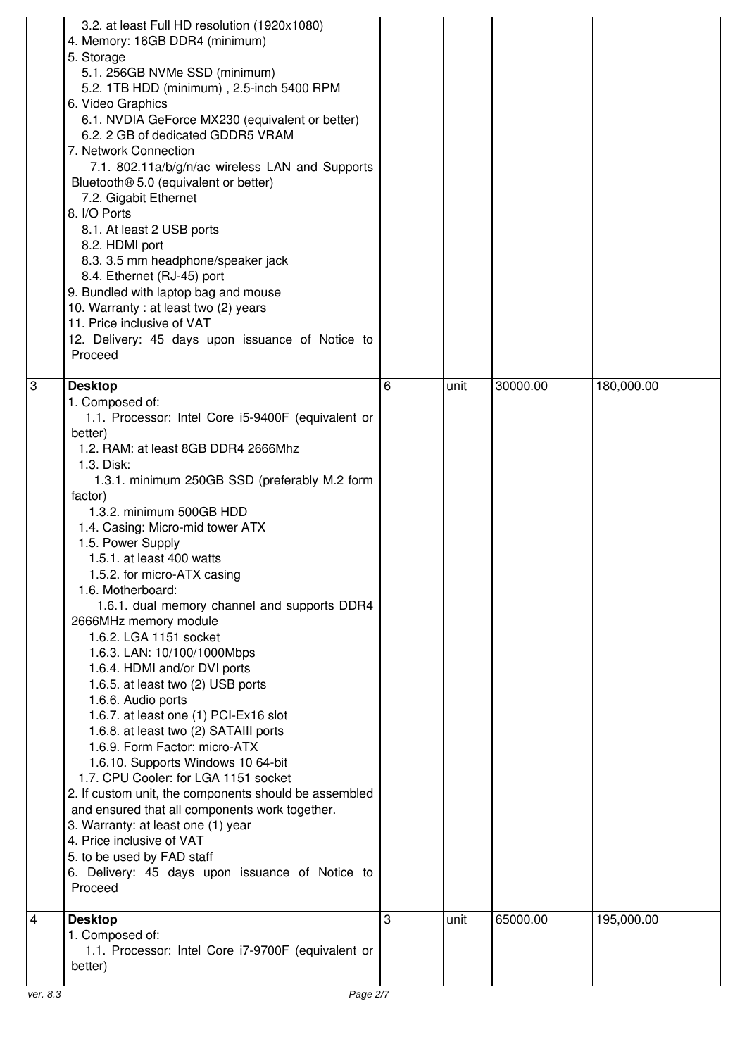| | | | | | |
|---|---|---|---|---|---|
| | 3.2. at least Full HD resolution (1920x1080)<br>4. Memory: 16GB DDR4 (minimum)<br>5. Storage<br>5.1. 256GB NVMe SSD (minimum)<br>5.2. 1TB HDD (minimum) , 2.5-inch 5400 RPM<br>6. Video Graphics<br>6.1. NVDIA GeForce MX230 (equivalent or better)<br>6.2. 2 GB of dedicated GDDR5 VRAM<br>7. Network Connection<br>7.1. 802.11a/b/g/n/ac wireless LAN and Supports Bluetooth® 5.0 (equivalent or better)<br>7.2. Gigabit Ethernet<br>8. I/O Ports<br>8.1. At least 2 USB ports<br>8.2. HDMI port<br>8.3. 3.5 mm headphone/speaker jack<br>8.4. Ethernet (RJ-45) port<br>9. Bundled with laptop bag and mouse<br>10. Warranty : at least two (2) years<br>11. Price inclusive of VAT<br>12. Delivery: 45 days upon issuance of Notice to Proceed | | | | |
| 3 | **Desktop**<br>1. Composed of:<br>1.1. Processor: Intel Core i5-9400F (equivalent or better)<br>1.2. RAM: at least 8GB DDR4 2666Mhz<br>1.3. Disk:<br>1.3.1. minimum 250GB SSD (preferably M.2 form factor)<br>1.3.2. minimum 500GB HDD<br>1.4. Casing: Micro-mid tower ATX<br>1.5. Power Supply<br>1.5.1. at least 400 watts<br>1.5.2. for micro-ATX casing<br>1.6. Motherboard:<br>1.6.1. dual memory channel and supports DDR4 2666MHz memory module<br>1.6.2. LGA 1151 socket<br>1.6.3. LAN: 10/100/1000Mbps<br>1.6.4. HDMI and/or DVI ports<br>1.6.5. at least two (2) USB ports<br>1.6.6. Audio ports<br>1.6.7. at least one (1) PCI-Ex16 slot<br>1.6.8. at least two (2) SATAIII ports<br>1.6.9. Form Factor: micro-ATX<br>1.6.10. Supports Windows 10 64-bit<br>1.7. CPU Cooler: for LGA 1151 socket<br>2. If custom unit, the components should be assembled and ensured that all components work together.<br>3. Warranty: at least one (1) year<br>4. Price inclusive of VAT<br>5. to be used by FAD staff<br>6. Delivery: 45 days upon issuance of Notice to Proceed | 6 | unit | 30000.00 | 180,000.00 |
| 4 | **Desktop**<br>1. Composed of:<br>1.1. Processor: Intel Core i7-9700F (equivalent or better) | 3 | unit | 65000.00 | 195,000.00 |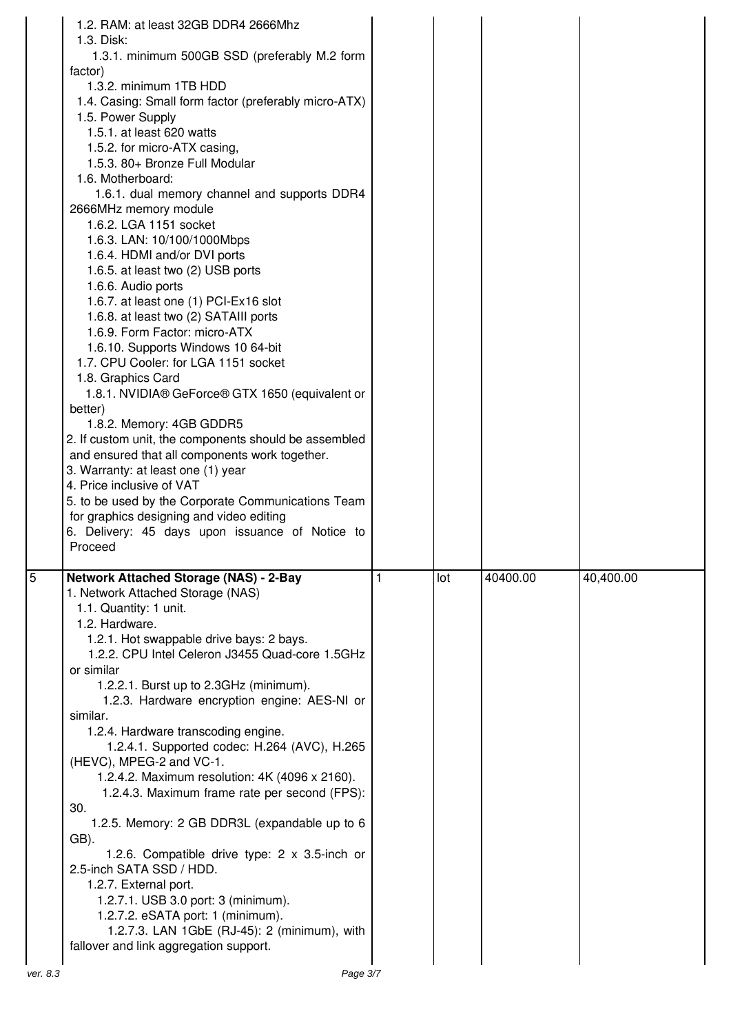| | | | | | |
|---|---|---|---|---|---|
| | 1.2. RAM: at least 32GB DDR4 2666Mhz<br>1.3. Disk:<br>1.3.1. minimum 500GB SSD (preferably M.2 form factor)<br>1.3.2. minimum 1TB HDD<br>1.4. Casing: Small form factor (preferably micro-ATX)<br>1.5. Power Supply<br>1.5.1. at least 620 watts<br>1.5.2. for micro-ATX casing,<br>1.5.3. 80+ Bronze Full Modular<br>1.6. Motherboard:<br>1.6.1. dual memory channel and supports DDR4 2666MHz memory module<br>1.6.2. LGA 1151 socket<br>1.6.3. LAN: 10/100/1000Mbps<br>1.6.4. HDMI and/or DVI ports<br>1.6.5. at least two (2) USB ports<br>1.6.6. Audio ports<br>1.6.7. at least one (1) PCI-Ex16 slot<br>1.6.8. at least two (2) SATAIII ports<br>1.6.9. Form Factor: micro-ATX<br>1.6.10. Supports Windows 10 64-bit<br>1.7. CPU Cooler: for LGA 1151 socket<br>1.8. Graphics Card<br>1.8.1. NVIDIA® GeForce® GTX 1650 (equivalent or better)<br>1.8.2. Memory: 4GB GDDR5<br>2. If custom unit, the components should be assembled and ensured that all components work together.<br>3. Warranty: at least one (1) year<br>4. Price inclusive of VAT<br>5. to be used by the Corporate Communications Team for graphics designing and video editing<br>6. Delivery: 45 days upon issuance of Notice to Proceed | | | | |
| 5 | **Network Attached Storage (NAS) - 2-Bay**<br>1. Network Attached Storage (NAS)<br>1.1. Quantity: 1 unit.<br>1.2. Hardware.<br>1.2.1. Hot swappable drive bays: 2 bays.<br>1.2.2. CPU Intel Celeron J3455 Quad-core 1.5GHz or similar<br>1.2.2.1. Burst up to 2.3GHz (minimum).<br>1.2.3. Hardware encryption engine: AES-NI or similar.<br>1.2.4. Hardware transcoding engine.<br>1.2.4.1. Supported codec: H.264 (AVC), H.265 (HEVC), MPEG-2 and VC-1.<br>1.2.4.2. Maximum resolution: 4K (4096 x 2160).<br>1.2.4.3. Maximum frame rate per second (FPS): 30.<br>1.2.5. Memory: 2 GB DDR3L (expandable up to 6 GB).<br>1.2.6. Compatible drive type: 2 x 3.5-inch or 2.5-inch SATA SSD / HDD.<br>1.2.7. External port.<br>1.2.7.1. USB 3.0 port: 3 (minimum).<br>1.2.7.2. eSATA port: 1 (minimum).<br>1.2.7.3. LAN 1GbE (RJ-45): 2 (minimum), with fallover and link aggregation support. | 1 | lot | 40400.00 | 40,400.00 |

ver. 8.3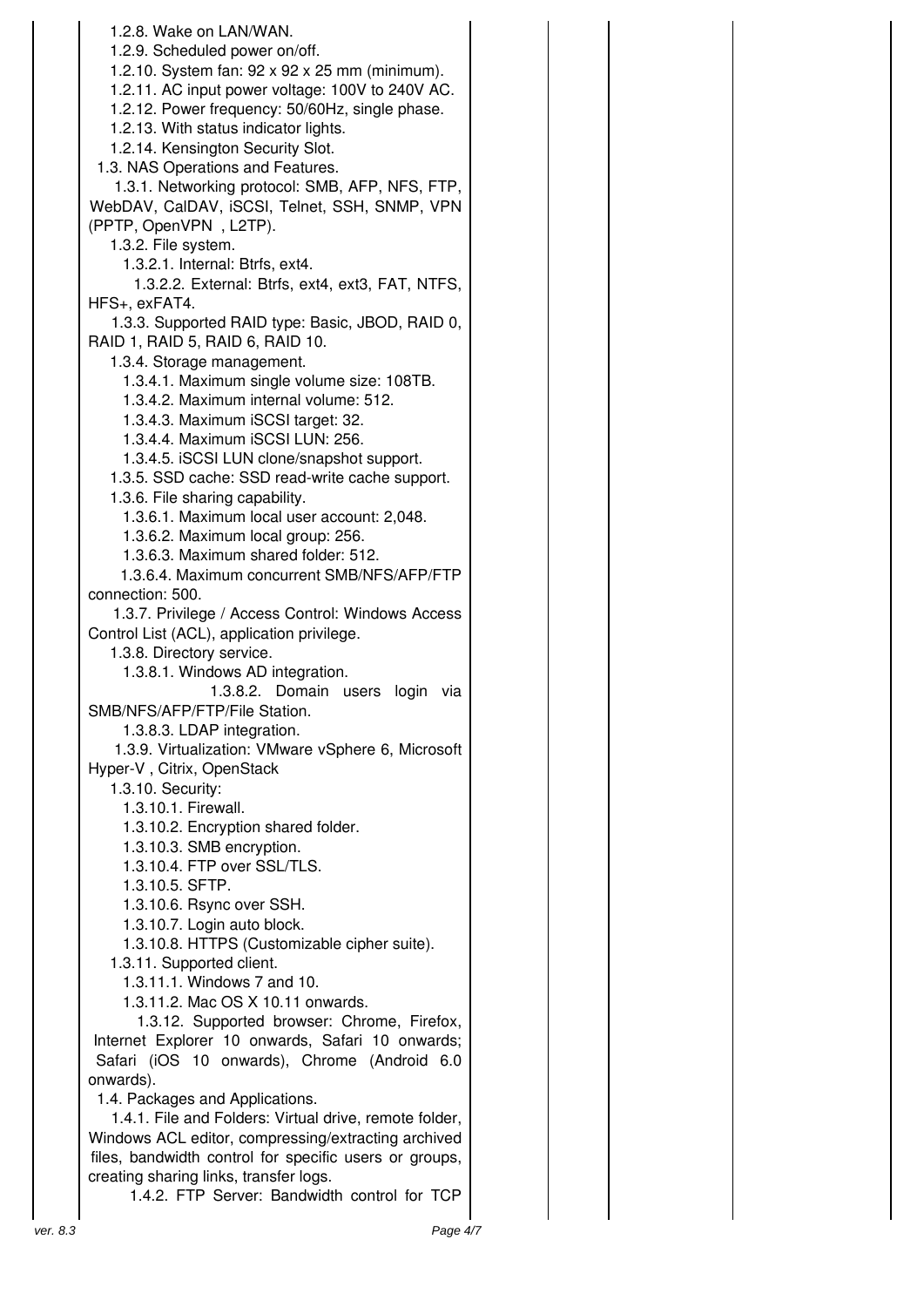| | | | | | |
|---|---|---|---|---|---|
| | 1.2.8. Wake on LAN/WAN.<br>1.2.9. Scheduled power on/off.<br>1.2.10. System fan: 92 x 92 x 25 mm (minimum).<br>1.2.11. AC input power voltage: 100V to 240V AC.<br>1.2.12. Power frequency: 50/60Hz, single phase.<br>1.2.13. With status indicator lights.<br>1.2.14. Kensington Security Slot.<br>1.3. NAS Operations and Features.<br>1.3.1. Networking protocol: SMB, AFP, NFS, FTP, WebDAV, CalDAV, iSCSI, Telnet, SSH, SNMP, VPN (PPTP, OpenVPN , L2TP).<br>1.3.2. File system.<br>1.3.2.1. Internal: Btrfs, ext4.<br>1.3.2.2. External: Btrfs, ext4, ext3, FAT, NTFS, HFS+, exFAT4.<br>1.3.3. Supported RAID type: Basic, JBOD, RAID 0, RAID 1, RAID 5, RAID 6, RAID 10.<br>1.3.4. Storage management.<br>1.3.4.1. Maximum single volume size: 108TB.<br>1.3.4.2. Maximum internal volume: 512.<br>1.3.4.3. Maximum iSCSI target: 32.<br>1.3.4.4. Maximum iSCSI LUN: 256.<br>1.3.4.5. iSCSI LUN clone/snapshot support.<br>1.3.5. SSD cache: SSD read-write cache support.<br>1.3.6. File sharing capability.<br>1.3.6.1. Maximum local user account: 2,048.<br>1.3.6.2. Maximum local group: 256.<br>1.3.6.3. Maximum shared folder: 512.<br>1.3.6.4. Maximum concurrent SMB/NFS/AFP/FTP connection: 500.<br>1.3.7. Privilege / Access Control: Windows Access Control List (ACL), application privilege.<br>1.3.8. Directory service.<br>1.3.8.1. Windows AD integration.<br>1.3.8.2. Domain users login via SMB/NFS/AFP/FTP/File Station.<br>1.3.8.3. LDAP integration.<br>1.3.9. Virtualization: VMware vSphere 6, Microsoft Hyper-V , Citrix, OpenStack<br>1.3.10. Security:<br>1.3.10.1. Firewall.<br>1.3.10.2. Encryption shared folder.<br>1.3.10.3. SMB encryption.<br>1.3.10.4. FTP over SSL/TLS.<br>1.3.10.5. SFTP.<br>1.3.10.6. Rsync over SSH.<br>1.3.10.7. Login auto block.<br>1.3.10.8. HTTPS (Customizable cipher suite).<br>1.3.11. Supported client.<br>1.3.11.1. Windows 7 and 10.<br>1.3.11.2. Mac OS X 10.11 onwards.<br>1.3.12. Supported browser: Chrome, Firefox, Internet Explorer 10 onwards, Safari 10 onwards; Safari (iOS 10 onwards), Chrome (Android 6.0 onwards).<br>1.4. Packages and Applications.<br>1.4.1. File and Folders: Virtual drive, remote folder, Windows ACL editor, compressing/extracting archived files, bandwidth control for specific users or groups, creating sharing links, transfer logs.<br>1.4.2. FTP Server: Bandwidth control for TCP | | | | |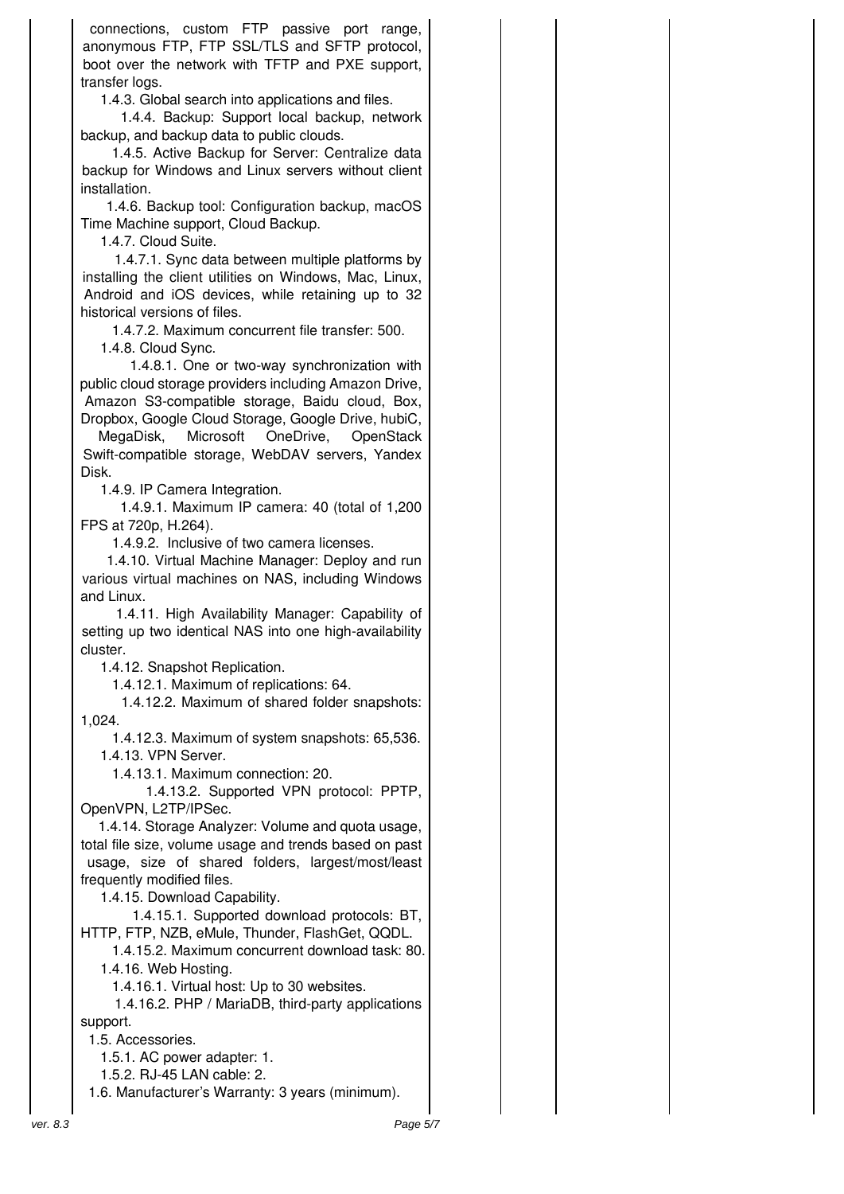connections, custom FTP passive port range, anonymous FTP, FTP SSL/TLS and SFTP protocol, boot over the network with TFTP and PXE support, transfer logs.

1.4.3. Global search into applications and files.

1.4.4. Backup: Support local backup, network backup, and backup data to public clouds.

1.4.5. Active Backup for Server: Centralize data backup for Windows and Linux servers without client installation.

1.4.6. Backup tool: Configuration backup, macOS Time Machine support, Cloud Backup.

1.4.7. Cloud Suite.

1.4.7.1. Sync data between multiple platforms by installing the client utilities on Windows, Mac, Linux, Android and iOS devices, while retaining up to 32 historical versions of files.

1.4.7.2. Maximum concurrent file transfer: 500.

1.4.8. Cloud Sync.

1.4.8.1. One or two-way synchronization with public cloud storage providers including Amazon Drive, Amazon S3-compatible storage, Baidu cloud, Box, Dropbox, Google Cloud Storage, Google Drive, hubiC, MegaDisk, Microsoft OneDrive, OpenStack Swift-compatible storage, WebDAV servers, Yandex Disk.

1.4.9. IP Camera Integration.

1.4.9.1. Maximum IP camera: 40 (total of 1,200 FPS at 720p, H.264).

1.4.9.2. Inclusive of two camera licenses.

1.4.10. Virtual Machine Manager: Deploy and run various virtual machines on NAS, including Windows and Linux.

1.4.11. High Availability Manager: Capability of setting up two identical NAS into one high-availability cluster.

1.4.12. Snapshot Replication.

1.4.12.1. Maximum of replications: 64.

1.4.12.2. Maximum of shared folder snapshots: 1,024.

1.4.12.3. Maximum of system snapshots: 65,536.

1.4.13. VPN Server.

1.4.13.1. Maximum connection: 20.

1.4.13.2. Supported VPN protocol: PPTP, OpenVPN, L2TP/IPSec.

1.4.14. Storage Analyzer: Volume and quota usage, total file size, volume usage and trends based on past usage, size of shared folders, largest/most/least frequently modified files.

1.4.15. Download Capability.

1.4.15.1. Supported download protocols: BT, HTTP, FTP, NZB, eMule, Thunder, FlashGet, QQDL.

1.4.15.2. Maximum concurrent download task: 80.

1.4.16. Web Hosting.

1.4.16.1. Virtual host: Up to 30 websites.

1.4.16.2. PHP / MariaDB, third-party applications support.

1.5. Accessories.

1.5.1. AC power adapter: 1.

1.5.2. RJ-45 LAN cable: 2.

1.6. Manufacturer's Warranty: 3 years (minimum).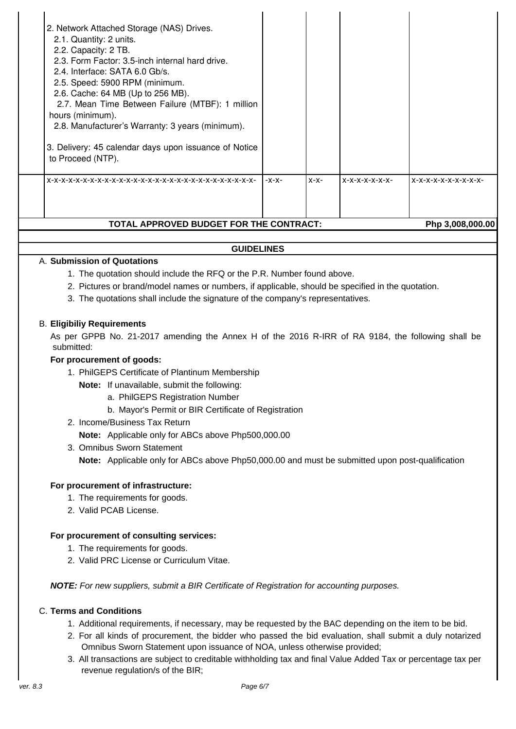| | | | | | |
|---|---|---|---|---|---|
| | 2. Network Attached Storage (NAS) Drives.<br>2.1. Quantity: 2 units.<br>2.2. Capacity: 2 TB.<br>2.3. Form Factor: 3.5-inch internal hard drive.<br>2.4. Interface: SATA 6.0 Gb/s.<br>2.5. Speed: 5900 RPM (minimum.<br>2.6. Cache: 64 MB (Up to 256 MB).<br>2.7. Mean Time Between Failure (MTBF): 1 million hours (minimum).<br>2.8. Manufacturer's Warranty: 3 years (minimum).<br><br>3. Delivery: 45 calendar days upon issuance of Notice to Proceed (NTP). | | | | |
| | x-x-x-x-x-x-x-x-x-x-x-x-x-x-x-x-x-x-x-x-x-x-x-x-x-x-x-x-x-x-x- | -x-x- | x-x- | x-x-x-x-x-x-x- | x-x-x-x-x-x-x-x-x-x- |
| **TOTAL APPROVED BUDGET FOR THE CONTRACT:** | | | | | **Php 3,008,000.00** |

## GUIDELINES

A. **Submission of Quotations**

1. The quotation should include the RFQ or the P.R. Number found above.
2. Pictures or brand/model names or numbers, if applicable, should be specified in the quotation.
3. The quotations shall include the signature of the company's representatives.

B. **Eligibiliy Requirements**

As per GPPB No. 21-2017 amending the Annex H of the 2016 R-IRR of RA 9184, the following shall be submitted:

**For procurement of goods:**

1. PhilGEPS Certificate of Plantinum Membership

   **Note:** If unavailable, submit the following:

   a. PhilGEPS Registration Number

   b. Mayor's Permit or BIR Certificate of Registration

2. Income/Business Tax Return

   **Note:** Applicable only for ABCs above Php500,000.00

3. Omnibus Sworn Statement

   **Note:** Applicable only for ABCs above Php50,000.00 and must be submitted upon post-qualification

**For procurement of infrastructure:**

1. The requirements for goods.
2. Valid PCAB License.

**For procurement of consulting services:**

1. The requirements for goods.
2. Valid PRC License or Curriculum Vitae.

***NOTE:*** *For new suppliers, submit a BIR Certificate of Registration for accounting purposes.*

C. **Terms and Conditions**

1. Additional requirements, if necessary, may be requested by the BAC depending on the item to be bid.
2. For all kinds of procurement, the bidder who passed the bid evaluation, shall submit a duly notarized Omnibus Sworn Statement upon issuance of NOA, unless otherwise provided;
3. All transactions are subject to creditable withholding tax and final Value Added Tax or percentage tax per revenue regulation/s of the BIR;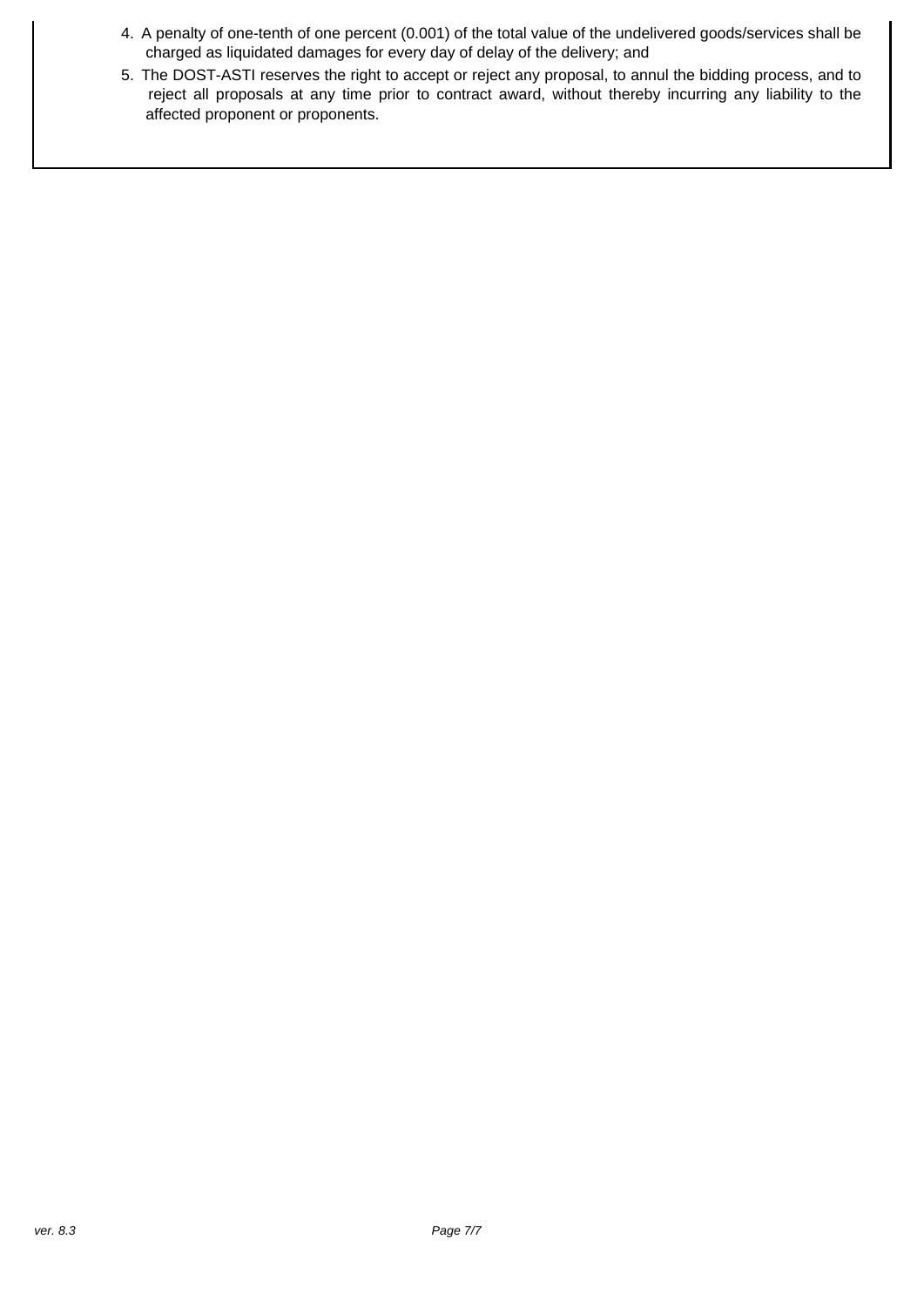4. A penalty of one-tenth of one percent (0.001) of the total value of the undelivered goods/services shall be charged as liquidated damages for every day of delay of the delivery; and
5. The DOST-ASTI reserves the right to accept or reject any proposal, to annul the bidding process, and to reject all proposals at any time prior to contract award, without thereby incurring any liability to the affected proponent or proponents.